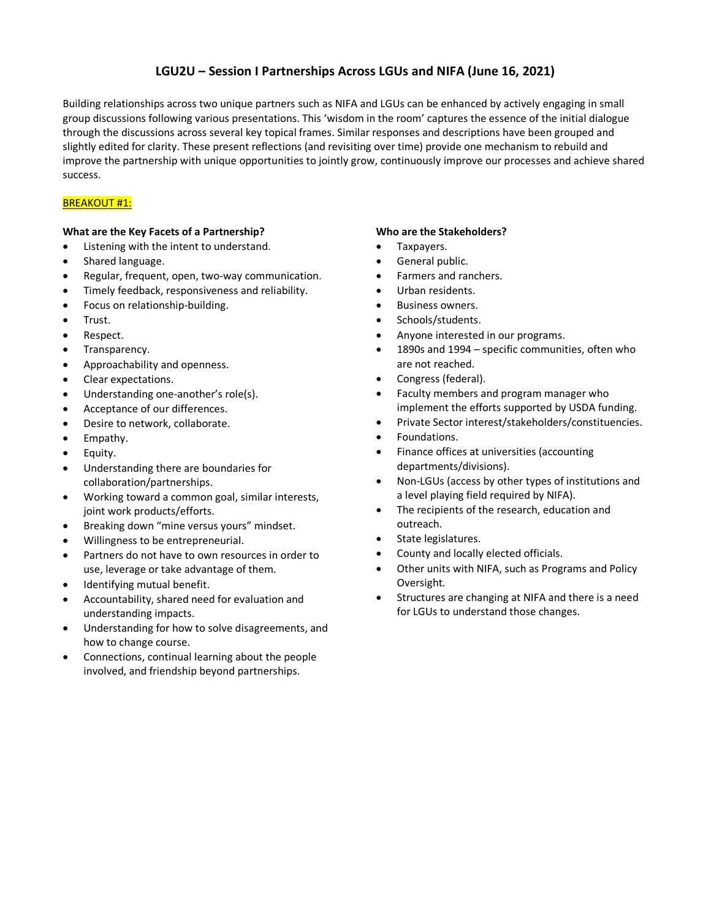# LGU2U – Session I Partnerships Across LGUs and NIFA (June 16, 2021)

Building relationships across two unique partners such as NIFA and LGUs can be enhanced by actively engaging in small group discussions following various presentations. This 'wisdom in the room' captures the essence of the initial dialogue through the discussions across several key topical frames. Similar responses and descriptions have been grouped and slightly edited for clarity. These present reflections (and revisiting over time) provide one mechanism to rebuild and improve the partnership with unique opportunities to jointly grow, continuously improve our processes and achieve shared success.

## BREAKOUT #1:

### What are the Key Facets of a Partnership?

- Listening with the intent to understand.
- Shared language.
- Regular, frequent, open, two-way communication.
- Timely feedback, responsiveness and reliability.
- Focus on relationship-building.
- Trust.
- Respect.
- Transparency.
- Approachability and openness.
- Clear expectations.
- Understanding one-another's role(s).
- Acceptance of our differences.
- Desire to network, collaborate.
- Empathy.
- Equity.
- Understanding there are boundaries for collaboration/partnerships.
- Working toward a common goal, similar interests, joint work products/efforts.
- Breaking down "mine versus yours" mindset.
- Willingness to be entrepreneurial.
- Partners do not have to own resources in order to use, leverage or take advantage of them.
- Identifying mutual benefit.
- Accountability, shared need for evaluation and understanding impacts.
- Understanding for how to solve disagreements, and how to change course.
- Connections, continual learning about the people involved, and friendship beyond partnerships.

### Who are the Stakeholders?

- Taxpayers.
- General public.
- Farmers and ranchers.
- Urban residents.
- Business owners.
- Schools/students.
- Anyone interested in our programs.
- 1890s and 1994 – specific communities, often who are not reached.
- Congress (federal).
- Faculty members and program manager who implement the efforts supported by USDA funding.
- Private Sector interest/stakeholders/constituencies.
- Foundations.
- Finance offices at universities (accounting departments/divisions).
- Non-LGUs (access by other types of institutions and a level playing field required by NIFA).
- The recipients of the research, education and outreach.
- State legislatures.
- County and locally elected officials.
- Other units with NIFA, such as Programs and Policy Oversight.
- Structures are changing at NIFA and there is a need for LGUs to understand those changes.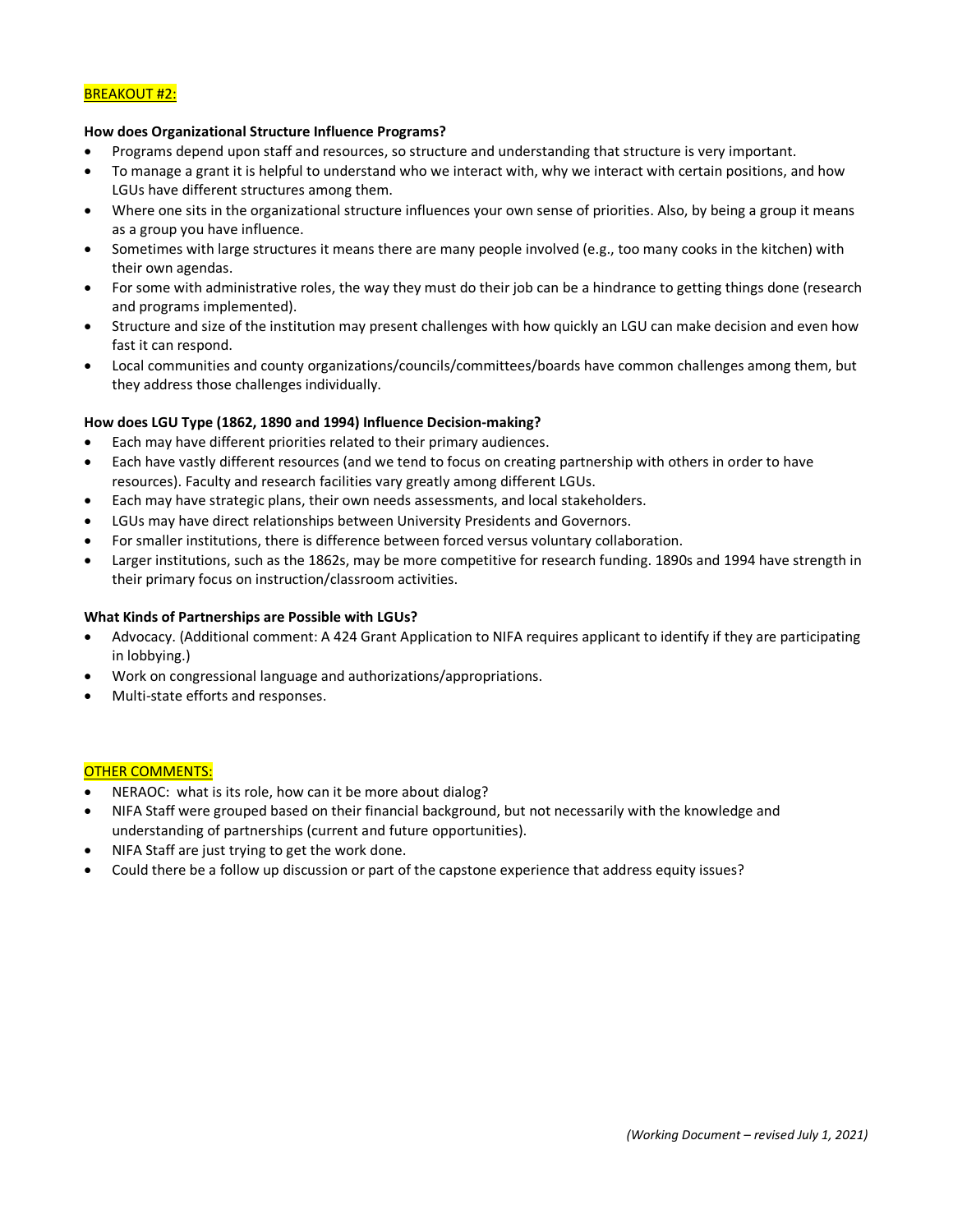BREAKOUT #2:

**How does Organizational Structure Influence Programs?**

- Programs depend upon staff and resources, so structure and understanding that structure is very important.
- To manage a grant it is helpful to understand who we interact with, why we interact with certain positions, and how LGUs have different structures among them.
- Where one sits in the organizational structure influences your own sense of priorities. Also, by being a group it means as a group you have influence.
- Sometimes with large structures it means there are many people involved (e.g., too many cooks in the kitchen) with their own agendas.
- For some with administrative roles, the way they must do their job can be a hindrance to getting things done (research and programs implemented).
- Structure and size of the institution may present challenges with how quickly an LGU can make decision and even how fast it can respond.
- Local communities and county organizations/councils/committees/boards have common challenges among them, but they address those challenges individually.

**How does LGU Type (1862, 1890 and 1994) Influence Decision-making?**

- Each may have different priorities related to their primary audiences.
- Each have vastly different resources (and we tend to focus on creating partnership with others in order to have resources). Faculty and research facilities vary greatly among different LGUs.
- Each may have strategic plans, their own needs assessments, and local stakeholders.
- LGUs may have direct relationships between University Presidents and Governors.
- For smaller institutions, there is difference between forced versus voluntary collaboration.
- Larger institutions, such as the 1862s, may be more competitive for research funding. 1890s and 1994 have strength in their primary focus on instruction/classroom activities.

**What Kinds of Partnerships are Possible with LGUs?**

- Advocacy. (Additional comment: A 424 Grant Application to NIFA requires applicant to identify if they are participating in lobbying.)
- Work on congressional language and authorizations/appropriations.
- Multi-state efforts and responses.

OTHER COMMENTS:

- NERAOC: what is its role, how can it be more about dialog?
- NIFA Staff were grouped based on their financial background, but not necessarily with the knowledge and understanding of partnerships (current and future opportunities).
- NIFA Staff are just trying to get the work done.
- Could there be a follow up discussion or part of the capstone experience that address equity issues?

*(Working Document – revised July 1, 2021)*